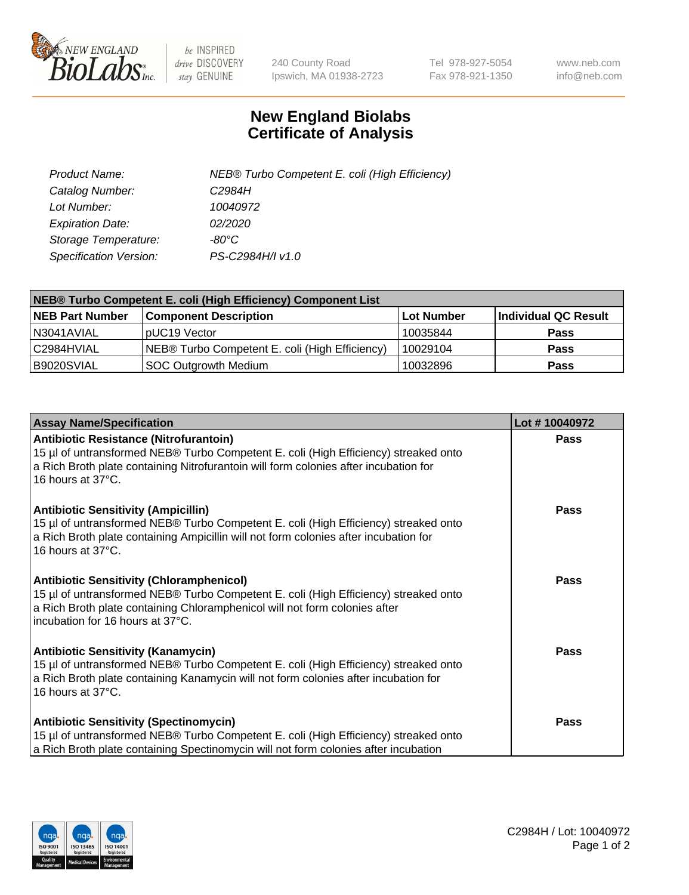# New England Biolabs Certificate of Analysis

| | |
|---|---|
| *Product Name:* | *NEB® Turbo Competent E. coli (High Efficiency)* |
| *Catalog Number:* | *C2984H* |
| *Lot Number:* | *10040972* |
| *Expiration Date:* | *02/2020* |
| *Storage Temperature:* | *-80°C* |
| *Specification Version:* | *PS-C2984H/I v1.0* |

| NEB® Turbo Competent E. coli (High Efficiency) Component List | | | |
|---|---|---|---|
| **NEB Part Number** | **Component Description** | **Lot Number** | **Individual QC Result** |
| N3041AVIAL | pUC19 Vector | 10035844 | **Pass** |
| C2984HVIAL | NEB® Turbo Competent E. coli (High Efficiency) | 10029104 | **Pass** |
| B9020SVIAL | SOC Outgrowth Medium | 10032896 | **Pass** |

| Assay Name/Specification | Lot # 10040972 |
|---|---|
| **Antibiotic Resistance (Nitrofurantoin)**<br>15 µl of untransformed NEB® Turbo Competent E. coli (High Efficiency) streaked onto a Rich Broth plate containing Nitrofurantoin will form colonies after incubation for 16 hours at 37°C. | **Pass** |
| **Antibiotic Sensitivity (Ampicillin)**<br>15 µl of untransformed NEB® Turbo Competent E. coli (High Efficiency) streaked onto a Rich Broth plate containing Ampicillin will not form colonies after incubation for 16 hours at 37°C. | **Pass** |
| **Antibiotic Sensitivity (Chloramphenicol)**<br>15 µl of untransformed NEB® Turbo Competent E. coli (High Efficiency) streaked onto a Rich Broth plate containing Chloramphenicol will not form colonies after incubation for 16 hours at 37°C. | **Pass** |
| **Antibiotic Sensitivity (Kanamycin)**<br>15 µl of untransformed NEB® Turbo Competent E. coli (High Efficiency) streaked onto a Rich Broth plate containing Kanamycin will not form colonies after incubation for 16 hours at 37°C. | **Pass** |
| **Antibiotic Sensitivity (Spectinomycin)**<br>15 µl of untransformed NEB® Turbo Competent E. coli (High Efficiency) streaked onto a Rich Broth plate containing Spectinomycin will not form colonies after incubation | **Pass** |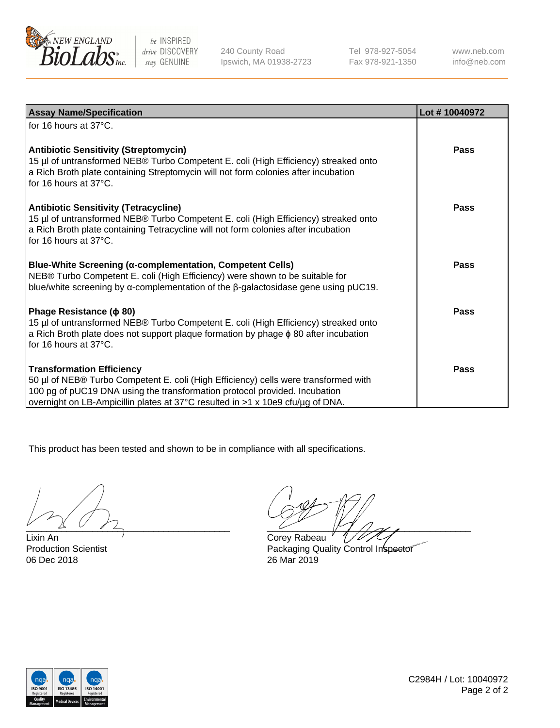| Assay Name/Specification | Lot # 10040972 |
|---|---|
| for 16 hours at 37°C. | |
| **Antibiotic Sensitivity (Streptomycin)**<br>15 µl of untransformed NEB® Turbo Competent E. coli (High Efficiency) streaked onto a Rich Broth plate containing Streptomycin will not form colonies after incubation for 16 hours at 37°C. | **Pass** |
| **Antibiotic Sensitivity (Tetracycline)**<br>15 µl of untransformed NEB® Turbo Competent E. coli (High Efficiency) streaked onto a Rich Broth plate containing Tetracycline will not form colonies after incubation for 16 hours at 37°C. | **Pass** |
| **Blue-White Screening (α-complementation, Competent Cells)**<br>NEB® Turbo Competent E. coli (High Efficiency) were shown to be suitable for blue/white screening by α-complementation of the β-galactosidase gene using pUC19. | **Pass** |
| **Phage Resistance (ϕ 80)**<br>15 µl of untransformed NEB® Turbo Competent E. coli (High Efficiency) streaked onto a Rich Broth plate does not support plaque formation by phage ϕ 80 after incubation for 16 hours at 37°C. | **Pass** |
| **Transformation Efficiency**<br>50 µl of NEB® Turbo Competent E. coli (High Efficiency) cells were transformed with 100 pg of pUC19 DNA using the transformation protocol provided. Incubation overnight on LB-Ampicillin plates at 37°C resulted in >1 x 10e9 cfu/µg of DNA. | **Pass** |

This product has been tested and shown to be in compliance with all specifications.

Lixin An
Production Scientist
06 Dec 2018

Corey Rabeau
Packaging Quality Control Inspector
26 Mar 2019

C2984H / Lot: 10040972